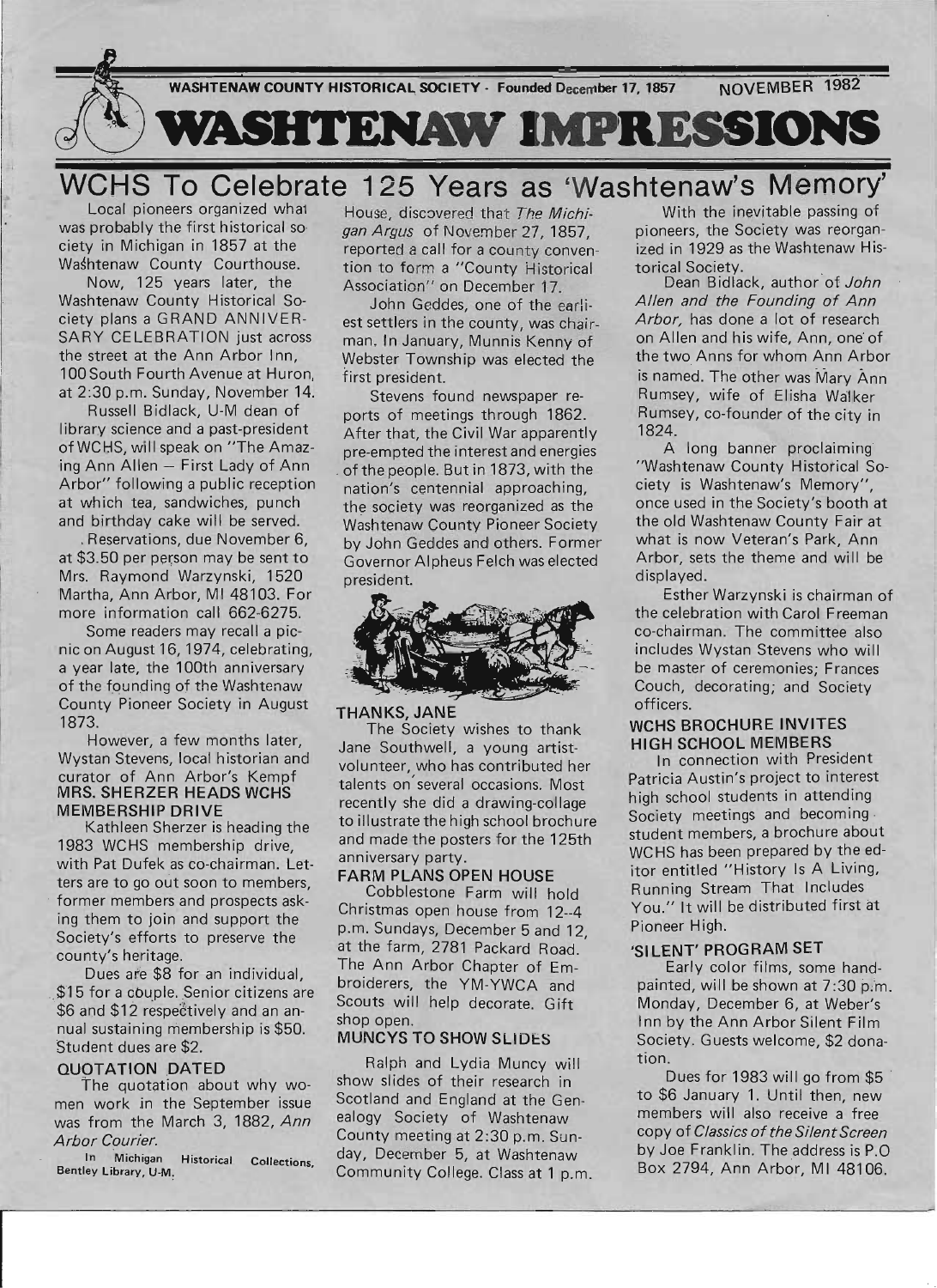WASHTENAW COUNTY HISTORICAL SOCIETY · Founded December 17, 1857 NOVEMBER 1982

# WASHTENAW IMPRESSIONS

## WCHS To Celebrate 125 Years as 'Washtenaw's Memory'

Local pioneers organized what was probably the first historical society in Michigan in 1857 at the Washtenaw County Courthouse.

Now, 125 years later, the Washtenaw County Historical Society plans a GRAND ANNIVERSARY CELEBRATION just across the street at the Ann Arbor Inn, 100 South Fourth Avenue at Huron, at 2:30 p.m. Sunday, November 14.

Russell Bidlack, U-M dean of library science and a past-president of WCHS, will speak on "The Amazing Ann Allen — First Lady of Ann Arbor" following a public reception at which tea, sandwiches, punch and birthday cake will be served.

Reservations, due November 6, at $3.50 per person may be sent to Mrs. Raymond Warzynski, 1520 Martha, Ann Arbor, MI 48103. For more information call 662-6275.

Some readers may recall a picnic on August 16, 1974, celebrating, a year late, the 100th anniversary of the founding of the Washtenaw County Pioneer Society in August 1873.

However, a few months later, Wystan Stevens, local historian and curator of Ann Arbor's Kempf House, discovered that *The Michigan Argus* of November 27, 1857, reported a call for a county convention to form a "County Historical Association" on December 17.

John Geddes, one of the earliest settlers in the county, was chairman. In January, Munnis Kenny of Webster Township was elected the first president.

Stevens found newspaper reports of meetings through 1862. After that, the Civil War apparently pre-empted the interest and energies of the people. But in 1873, with the nation's centennial approaching, the society was reorganized as the Washtenaw County Pioneer Society by John Geddes and others. Former Governor Alpheus Felch was elected president.

With the inevitable passing of pioneers, the Society was reorganized in 1929 as the Washtenaw Historical Society.

Dean Bidlack, author of *John Allen and the Founding of Ann Arbor*, has done a lot of research on Allen and his wife, Ann, one of the two Anns for whom Ann Arbor is named. The other was Mary Ann Rumsey, wife of Elisha Walker Rumsey, co-founder of the city in 1824.

A long banner proclaiming "Washtenaw County Historical Society is Washtenaw's Memory", once used in the Society's booth at the old Washtenaw County Fair at what is now Veteran's Park, Ann Arbor, sets the theme and will be displayed.

Esther Warzynski is chairman of the celebration with Carol Freeman co-chairman. The committee also includes Wystan Stevens who will be master of ceremonies; Frances Couch, decorating; and Society officers.

### MRS. SHERZER HEADS WCHS MEMBERSHIP DRIVE

Kathleen Sherzer is heading the 1983 WCHS membership drive, with Pat Dufek as co-chairman. Letters are to go out soon to members, former members and prospects asking them to join and support the Society's efforts to preserve the county's heritage.

Dues are $8 for an individual, $15 for a couple. Senior citizens are $6 and $12 respectively and an annual sustaining membership is $50. Student dues are $2.

### QUOTATION DATED

The quotation about why women work in the September issue was from the March 3, 1882, *Ann Arbor Courier*.

In Michigan Historical Collections, Bentley Library, U-M.

### THANKS, JANE

The Society wishes to thank Jane Southwell, a young artist-volunteer, who has contributed her talents on several occasions. Most recently she did a drawing-collage to illustrate the high school brochure and made the posters for the 125th anniversary party.

### FARM PLANS OPEN HOUSE

Cobblestone Farm will hold Christmas open house from 12–4 p.m. Sundays, December 5 and 12, at the farm, 2781 Packard Road. The Ann Arbor Chapter of Embroiderers, the YM-YWCA and Scouts will help decorate. Gift shop open.

### MUNCYS TO SHOW SLIDES

Ralph and Lydia Muncy will show slides of their research in Scotland and England at the Genealogy Society of Washtenaw County meeting at 2:30 p.m. Sunday, December 5, at Washtenaw Community College. Class at 1 p.m.

### WCHS BROCHURE INVITES HIGH SCHOOL MEMBERS

In connection with President Patricia Austin's project to interest high school students in attending Society meetings and becoming student members, a brochure about WCHS has been prepared by the editor entitled "History Is A Living, Running Stream That Includes You." It will be distributed first at Pioneer High.

### 'SILENT' PROGRAM SET

Early color films, some hand-painted, will be shown at 7:30 p.m. Monday, December 6, at Weber's Inn by the Ann Arbor Silent Film Society. Guests welcome, $2 donation.

Dues for 1983 will go from $5 to $6 January 1. Until then, new members will also receive a free copy of *Classics of the Silent Screen* by Joe Franklin. The address is P.O Box 2794, Ann Arbor, MI 48106.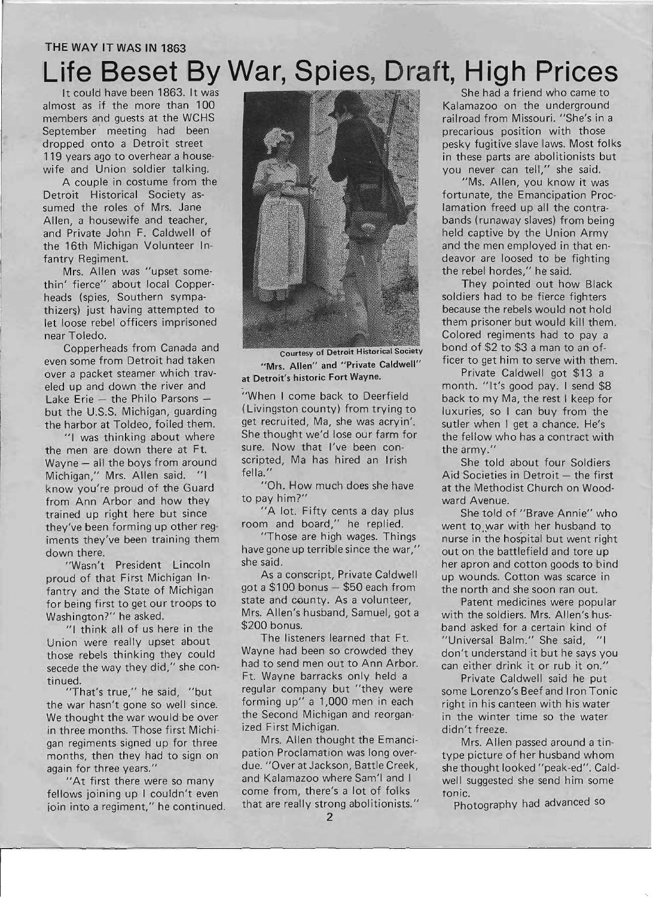THE WAY IT WAS IN 1863

# Life Beset By War, Spies, Draft, High Prices

It could have been 1863. It was almost as if the more than 100 members and guests at the WCHS September meeting had been dropped onto a Detroit street 119 years ago to overhear a housewife and Union soldier talking.

A couple in costume from the Detroit Historical Society assumed the roles of Mrs. Jane Allen, a housewife and teacher, and Private John F. Caldwell of the 16th Michigan Volunteer Infantry Regiment.

Mrs. Allen was "upset somethin' fierce" about local Copperheads (spies, Southern sympathizers) just having attempted to let loose rebel officers imprisoned near Toledo.

Copperheads from Canada and even some from Detroit had taken over a packet steamer which traveled up and down the river and Lake Erie — the Philo Parsons — but the U.S.S. Michigan, guarding the harbor at Toldeo, foiled them.

"I was thinking about where the men are down there at Ft. Wayne — all the boys from around Michigan," Mrs. Allen said. "I know you're proud of the Guard from Ann Arbor and how they trained up right here but since they've been forming up other regiments they've been training them down there.

"Wasn't President Lincoln proud of that First Michigan Infantry and the State of Michigan for being first to get our troops to Washington?" he asked.

"I think all of us here in the Union were really upset about those rebels thinking they could secede the way they did," she continued.

"That's true," he said, "but the war hasn't gone so well since. We thought the war would be over in three months. Those first Michigan regiments signed up for three months, then they had to sign on again for three years."

"At first there were so many fellows joining up I couldn't even join into a regiment," he continued.

Courtesy of Detroit Historical Society

"Mrs. Allen" and "Private Caldwell" at Detroit's historic Fort Wayne.

"When I come back to Deerfield (Livingston county) from trying to get recruited, Ma, she was acryin'. She thought we'd lose our farm for sure. Now that I've been conscripted, Ma has hired an Irish fella."

"Oh. How much does she have to pay him?"

"A lot. Fifty cents a day plus room and board," he replied.

"Those are high wages. Things have gone up terrible since the war," she said.

As a conscript, Private Caldwell got a $100 bonus — $50 each from state and county. As a volunteer, Mrs. Allen's husband, Samuel, got a $200 bonus.

The listeners learned that Ft. Wayne had been so crowded they had to send men out to Ann Arbor. Ft. Wayne barracks only held a regular company but "they were forming up" a 1,000 men in each the Second Michigan and reorganized First Michigan.

Mrs. Allen thought the Emancipation Proclamation was long overdue. "Over at Jackson, Battle Creek, and Kalamazoo where Sam'l and I come from, there's a lot of folks that are really strong abolitionists."

She had a friend who came to Kalamazoo on the underground railroad from Missouri. "She's in a precarious position with those pesky fugitive slave laws. Most folks in these parts are abolitionists but you never can tell," she said.

"Ms. Allen, you know it was fortunate, the Emancipation Proclamation freed up all the contrabands (runaway slaves) from being held captive by the Union Army and the men employed in that endeavor are loosed to be fighting the rebel hordes," he said.

They pointed out how Black soldiers had to be fierce fighters because the rebels would not hold them prisoner but would kill them. Colored regiments had to pay a bond of $2 to $3 a man to an officer to get him to serve with them.

Private Caldwell got $13 a month. "It's good pay. I send $8 back to my Ma, the rest I keep for luxuries, so I can buy from the sutler when I get a chance. He's the fellow who has a contract with the army."

She told about four Soldiers Aid Societies in Detroit — the first at the Methodist Church on Woodward Avenue.

She told of "Brave Annie" who went to war with her husband to nurse in the hospital but went right out on the battlefield and tore up her apron and cotton goods to bind up wounds. Cotton was scarce in the north and she soon ran out.

Patent medicines were popular with the soldiers. Mrs. Allen's husband asked for a certain kind of "Universal Balm." She said, "I don't understand it but he says you can either drink it or rub it on."

Private Caldwell said he put some Lorenzo's Beef and Iron Tonic right in his canteen with his water in the winter time so the water didn't freeze.

Mrs. Allen passed around a tintype picture of her husband whom she thought looked "peak-ed". Caldwell suggested she send him some tonic.

Photography had advanced so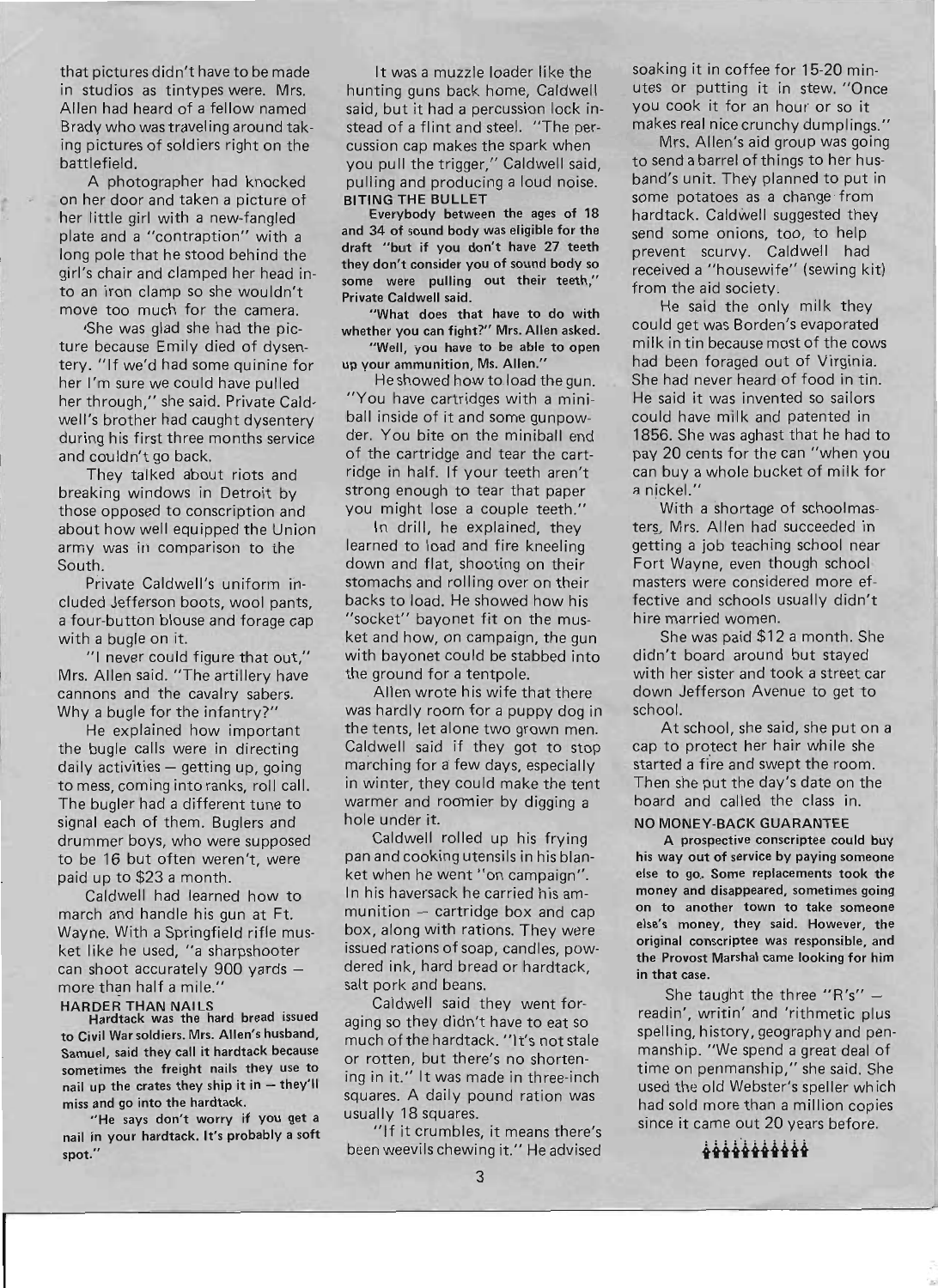that pictures didn't have to be made in studios as tintypes were. Mrs. Allen had heard of a fellow named Brady who was traveling around taking pictures of soldiers right on the battlefield.

A photographer had knocked on her door and taken a picture of her little girl with a new-fangled plate and a "contraption" with a long pole that he stood behind the girl's chair and clamped her head into an iron clamp so she wouldn't move too much for the camera.

She was glad she had the picture because Emily died of dysentery. "If we'd had some quinine for her I'm sure we could have pulled her through," she said. Private Caldwell's brother had caught dysentery during his first three months service and couldn't go back.

They talked about riots and breaking windows in Detroit by those opposed to conscription and about how well equipped the Union army was in comparison to the South.

Private Caldwell's uniform included Jefferson boots, wool pants, a four-button blouse and forage cap with a bugle on it.

"I never could figure that out," Mrs. Allen said. "The artillery have cannons and the cavalry sabers. Why a bugle for the infantry?"

He explained how important the bugle calls were in directing daily activities – getting up, going to mess, coming into ranks, roll call. The bugler had a different tune to signal each of them. Buglers and drummer boys, who were supposed to be 16 but often weren't, were paid up to $23 a month.

Caldwell had learned how to march and handle his gun at Ft. Wayne. With a Springfield rifle musket like he used, "a sharpshooter can shoot accurately 900 yards – more than half a mile."

**HARDER THAN NAILS**

**Hardtack was the hard bread issued to Civil War soldiers. Mrs. Allen's husband, Samuel, said they call it hardtack because sometimes the freight nails they use to nail up the crates they ship it in – they'll miss and go into the hardtack.**

**"He says don't worry if you get a nail in your hardtack. It's probably a soft spot."**

It was a muzzle loader like the hunting guns back home, Caldwell said, but it had a percussion lock instead of a flint and steel. "The percussion cap makes the spark when you pull the trigger," Caldwell said, pulling and producing a loud noise.

**BITING THE BULLET**

**Everybody between the ages of 18 and 34 of sound body was eligible for the draft "but if you don't have 27 teeth they don't consider you of sound body so some were pulling out their teeth," Private Caldwell said.**

**"What does that have to do with whether you can fight?" Mrs. Allen asked.**

**"Well, you have to be able to open up your ammunition, Ms. Allen."**

He showed how to load the gun. "You have cartridges with a miniball inside of it and some gunpowder. You bite on the miniball end of the cartridge and tear the cartridge in half. If your teeth aren't strong enough to tear that paper you might lose a couple teeth."

In drill, he explained, they learned to load and fire kneeling down and flat, shooting on their stomachs and rolling over on their backs to load. He showed how his "socket" bayonet fit on the musket and how, on campaign, the gun with bayonet could be stabbed into the ground for a tentpole.

Allen wrote his wife that there was hardly room for a puppy dog in the tents, let alone two grown men. Caldwell said if they got to stop marching for a few days, especially in winter, they could make the tent warmer and roomier by digging a hole under it.

Caldwell rolled up his frying pan and cooking utensils in his blanket when he went "on campaign". In his haversack he carried his ammunition – cartridge box and cap box, along with rations. They were issued rations of soap, candles, powdered ink, hard bread or hardtack, salt pork and beans.

Caldwell said they went foraging so they didn't have to eat so much of the hardtack. "It's not stale or rotten, but there's no shortening in it." It was made in three-inch squares. A daily pound ration was usually 18 squares.

"If it crumbles, it means there's been weevils chewing it." He advised soaking it in coffee for 15-20 minutes or putting it in stew. "Once you cook it for an hour or so it makes real nice crunchy dumplings."

Mrs. Allen's aid group was going to send a barrel of things to her husband's unit. They planned to put in some potatoes as a change from hardtack. Caldwell suggested they send some onions, too, to help prevent scurvy. Caldwell had received a "housewife" (sewing kit) from the aid society.

He said the only milk they could get was Borden's evaporated milk in tin because most of the cows had been foraged out of Virginia. She had never heard of food in tin. He said it was invented so sailors could have milk and patented in 1856. She was aghast that he had to pay 20 cents for the can "when you can buy a whole bucket of milk for a nickel."

With a shortage of schoolmasters, Mrs. Allen had succeeded in getting a job teaching school near Fort Wayne, even though school masters were considered more effective and schools usually didn't hire married women.

She was paid $12 a month. She didn't board around but stayed with her sister and took a street car down Jefferson Avenue to get to school.

At school, she said, she put on a cap to protect her hair while she started a fire and swept the room. Then she put the day's date on the board and called the class in.

**NO MONEY-BACK GUARANTEE**

**A prospective conscriptee could buy his way out of service by paying someone else to go. Some replacements took the money and disappeared, sometimes going on to another town to take someone else's money, they said. However, the original conscriptee was responsible, and the Provost Marshal came looking for him in that case.**

She taught the three "R's" – readin', writin' and 'rithmetic plus spelling, history, geography and penmanship. "We spend a great deal of time on penmanship," she said. She used the old Webster's speller which had sold more than a million copies since it came out 20 years before.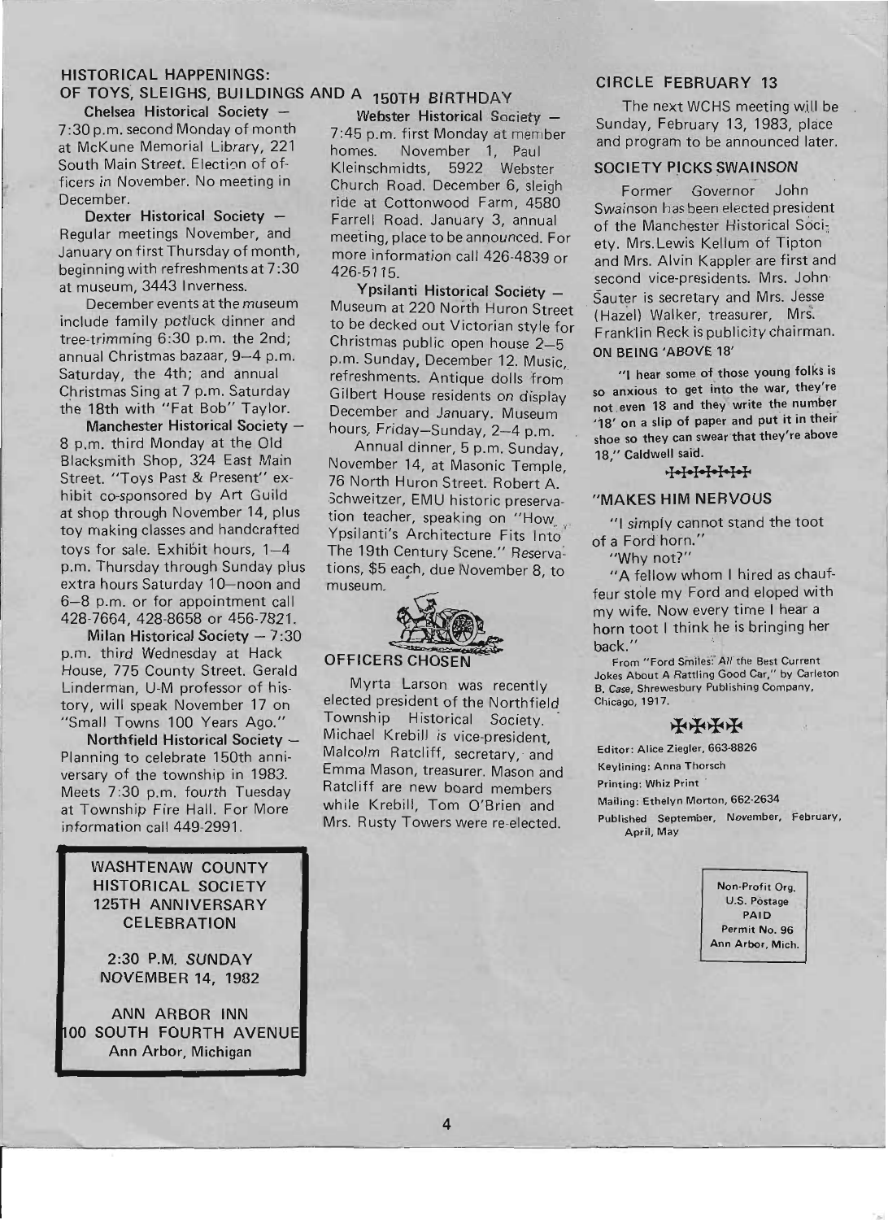## HISTORICAL HAPPENINGS: OF TOYS, SLEIGHS, BUILDINGS AND A 150TH BIRTHDAY

**Chelsea Historical Society** — 7:30 p.m. second Monday of month at McKune Memorial Library, 221 South Main Street. Election of officers in November. No meeting in December.

**Dexter Historical Society** — Regular meetings November, and January on first Thursday of month, beginning with refreshments at 7:30 at museum, 3443 Inverness.

December events at the museum include family potluck dinner and tree-trimming 6:30 p.m. the 2nd; annual Christmas bazaar, 9–4 p.m. Saturday, the 4th; and annual Christmas Sing at 7 p.m. Saturday the 18th with "Fat Bob" Taylor.

**Manchester Historical Society** — 8 p.m. third Monday at the Old Blacksmith Shop, 324 East Main Street. "Toys Past & Present" exhibit co-sponsored by Art Guild at shop through November 14, plus toy making classes and handcrafted toys for sale. Exhibit hours, 1–4 p.m. Thursday through Sunday plus extra hours Saturday 10–noon and 6–8 p.m. or for appointment call 428-7664, 428-8658 or 456-7821.

**Milan Historical Society** — 7:30 p.m. third Wednesday at Hack House, 775 County Street. Gerald Linderman, U-M professor of history, will speak November 17 on "Small Towns 100 Years Ago."

**Northfield Historical Society** — Planning to celebrate 150th anniversary of the township in 1983. Meets 7:30 p.m. fourth Tuesday at Township Fire Hall. For More information call 449-2991.

**WASHTENAW COUNTY HISTORICAL SOCIETY 125TH ANNIVERSARY CELEBRATION**

**2:30 P.M. SUNDAY NOVEMBER 14, 1982**

**ANN ARBOR INN 100 SOUTH FOURTH AVENUE Ann Arbor, Michigan**

**Webster Historical Society** — 7:45 p.m. first Monday at member homes. November 1, Paul Kleinschmidts, 5922 Webster Church Road. December 6, sleigh ride at Cottonwood Farm, 4580 Farrell Road. January 3, annual meeting, place to be announced. For more information call 426-4839 or 426-5115.

**Ypsilanti Historical Society** — Museum at 220 North Huron Street to be decked out Victorian style for Christmas public open house 2–5 p.m. Sunday, December 12. Music, refreshments. Antique dolls from Gilbert House residents on display December and January. Museum hours, Friday–Sunday, 2–4 p.m.

Annual dinner, 5 p.m. Sunday, November 14, at Masonic Temple, 76 North Huron Street. Robert A. Schweitzer, EMU historic preservation teacher, speaking on "How Ypsilanti's Architecture Fits Into The 19th Century Scene." Reservations, $5 each, due November 8, to museum.

### OFFICERS CHOSEN

Myrta Larson was recently elected president of the Northfield Township Historical Society. Michael Krebill is vice-president, Malcolm Ratcliff, secretary, and Emma Mason, treasurer. Mason and Ratcliff are new board members while Krebill, Tom O'Brien and Mrs. Rusty Towers were re-elected.

### CIRCLE FEBRUARY 13

The next WCHS meeting will be Sunday, February 13, 1983, place and program to be announced later.

### SOCIETY PICKS SWAINSON

Former Governor John Swainson has been elected president of the Manchester Historical Society. Mrs. Lewis Kellum of Tipton and Mrs. Alvin Kappler are first and second vice-presidents. Mrs. John Sauter is secretary and Mrs. Jesse (Hazel) Walker, treasurer, Mrs. Franklin Reck is publicity chairman.

### ON BEING 'ABOVE 18'

"I hear some of those young folks is so anxious to get into the war, they're not even 18 and they write the number '18' on a slip of paper and put it in their shoe so they can swear that they're above 18," Caldwell said.

### "MAKES HIM NERVOUS

"I simply cannot stand the toot of a Ford horn."

"Why not?"

"A fellow whom I hired as chauffeur stole my Ford and eloped with my wife. Now every time I hear a horn toot I think he is bringing her back."

From "Ford Smiles: All the Best Current Jokes About A Rattling Good Car," by Carleton B. Case, Shrewesbury Publishing Company, Chicago, 1917.

Editor: Alice Ziegler, 663-8826
Keylining: Anna Thorsch
Printing: Whiz Print
Mailing: Ethelyn Morton, 662-2634
Published September, November, February, April, May

Non-Profit Org.
U.S. Postage
PAID
Permit No. 96
Ann Arbor, Mich.